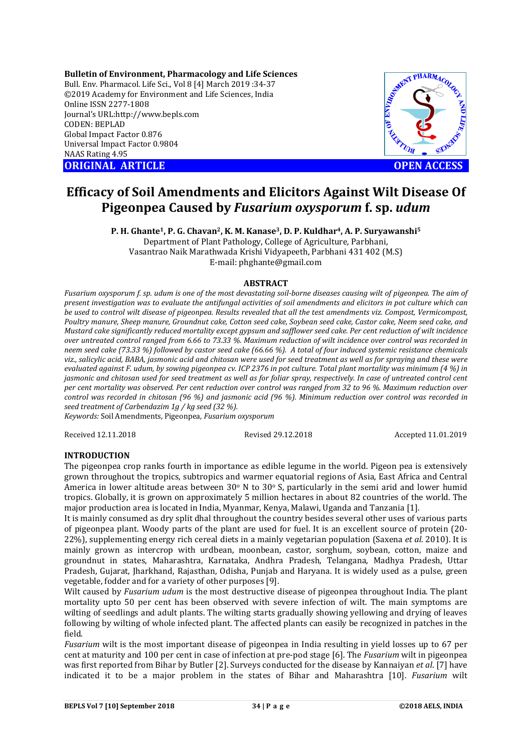**Bulletin of Environment, Pharmacology and Life Sciences**
Bull. Env. Pharmacol. Life Sci., Vol 8 [4] March 2019 :34-37
©2019 Academy for Environment and Life Sciences, India
Online ISSN 2277-1808
Journal's URL:http://www.bepls.com
CODEN: BEPLAD
Global Impact Factor 0.876
Universal Impact Factor 0.9804
NAAS Rating 4.95

**ORIGINAL ARTICLE** **OPEN ACCESS**

# Efficacy of Soil Amendments and Elicitors Against Wilt Disease Of Pigeonpea Caused by *Fusarium oxysporum* f. sp. *udum*

**P. H. Ghante[1], P. G. Chavan[2], K. M. Kanase[3], D. P. Kuldhar[4], A. P. Suryawanshi[5]**
Department of Plant Pathology, College of Agriculture, Parbhani,
Vasantrao Naik Marathwada Krishi Vidyapeeth, Parbhani 431 402 (M.S)
E-mail: phghante@gmail.com

## ABSTRACT

*Fusarium oxysporum f. sp. udum is one of the most devastating soil-borne diseases causing wilt of pigeonpea. The aim of present investigation was to evaluate the antifungal activities of soil amendments and elicitors in pot culture which can be used to control wilt disease of pigeonpea. Results revealed that all the test amendments viz. Compost, Vermicompost, Poultry manure, Sheep manure, Groundnut cake, Cotton seed cake, Soybean seed cake, Castor cake, Neem seed cake, and Mustard cake significantly reduced mortality except gypsum and safflower seed cake. Per cent reduction of wilt incidence over untreated control ranged from 6.66 to 73.33 %. Maximum reduction of wilt incidence over control was recorded in neem seed cake (73.33 %) followed by castor seed cake (66.66 %). A total of four induced systemic resistance chemicals viz., salicylic acid, BABA, jasmonic acid and chitosan were used for seed treatment as well as for spraying and these were evaluated against F. udum, by sowing pigeonpea cv. ICP 2376 in pot culture. Total plant mortality was minimum (4 %) in jasmonic and chitosan used for seed treatment as well as for foliar spray, respectively. In case of untreated control cent per cent mortality was observed. Per cent reduction over control was ranged from 32 to 96 %. Maximum reduction over control was recorded in chitosan (96 %) and jasmonic acid (96 %). Minimum reduction over control was recorded in seed treatment of Carbendazim 1g / kg seed (32 %).*

*Keywords:* Soil Amendments, Pigeonpea, *Fusarium oxysporum*

Received 12.11.2018 Revised 29.12.2018 Accepted 11.01.2019

## INTRODUCTION

The pigeonpea crop ranks fourth in importance as edible legume in the world. Pigeon pea is extensively grown throughout the tropics, subtropics and warmer equatorial regions of Asia, East Africa and Central America in lower altitude areas between 30° N to 30° S, particularly in the semi arid and lower humid tropics. Globally, it is grown on approximately 5 million hectares in about 82 countries of the world. The major production area is located in India, Myanmar, Kenya, Malawi, Uganda and Tanzania [1].

It is mainly consumed as dry split dhal throughout the country besides several other uses of various parts of pigeonpea plant. Woody parts of the plant are used for fuel. It is an excellent source of protein (20-22%), supplementing energy rich cereal diets in a mainly vegetarian population (Saxena *et al.* 2010). It is mainly grown as intercrop with urdbean, moonbean, castor, sorghum, soybean, cotton, maize and groundnut in states, Maharashtra, Karnataka, Andhra Pradesh, Telangana, Madhya Pradesh, Uttar Pradesh, Gujarat, Jharkhand, Rajasthan, Odisha, Punjab and Haryana. It is widely used as a pulse, green vegetable, fodder and for a variety of other purposes [9].

Wilt caused by *Fusarium udum* is the most destructive disease of pigeonpea throughout India. The plant mortality upto 50 per cent has been observed with severe infection of wilt. The main symptoms are wilting of seedlings and adult plants. The wilting starts gradually showing yellowing and drying of leaves following by wilting of whole infected plant. The affected plants can easily be recognized in patches in the field.

*Fusarium* wilt is the most important disease of pigeonpea in India resulting in yield losses up to 67 per cent at maturity and 100 per cent in case of infection at pre-pod stage [6]. The *Fusarium* wilt in pigeonpea was first reported from Bihar by Butler [2]. Surveys conducted for the disease by Kannaiyan *et al*. [7] have indicated it to be a major problem in the states of Bihar and Maharashtra [10]. *Fusarium* wilt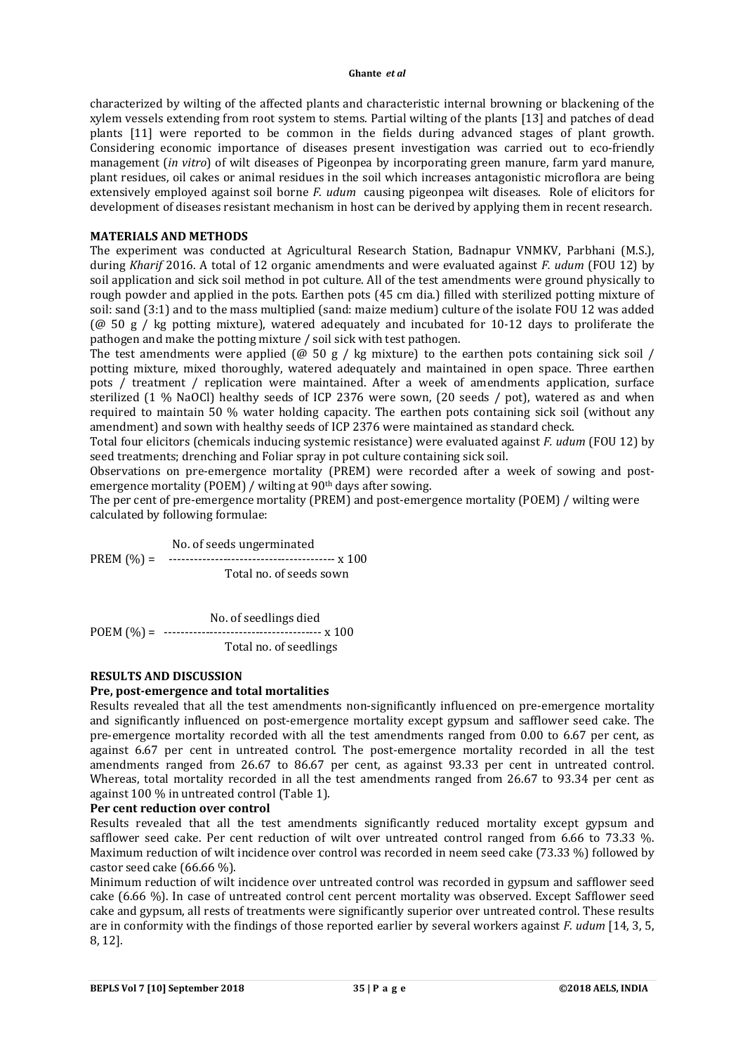characterized by wilting of the affected plants and characteristic internal browning or blackening of the xylem vessels extending from root system to stems. Partial wilting of the plants [13] and patches of dead plants [11] were reported to be common in the fields during advanced stages of plant growth. Considering economic importance of diseases present investigation was carried out to eco-friendly management (*in vitro*) of wilt diseases of Pigeonpea by incorporating green manure, farm yard manure, plant residues, oil cakes or animal residues in the soil which increases antagonistic microflora are being extensively employed against soil borne *F. udum* causing pigeonpea wilt diseases. Role of elicitors for development of diseases resistant mechanism in host can be derived by applying them in recent research.

## MATERIALS AND METHODS

The experiment was conducted at Agricultural Research Station, Badnapur VNMKV, Parbhani (M.S.), during *Kharif* 2016. A total of 12 organic amendments and were evaluated against *F. udum* (FOU 12) by soil application and sick soil method in pot culture. All of the test amendments were ground physically to rough powder and applied in the pots. Earthen pots (45 cm dia.) filled with sterilized potting mixture of soil: sand (3:1) and to the mass multiplied (sand: maize medium) culture of the isolate FOU 12 was added (@ 50 g / kg potting mixture), watered adequately and incubated for 10-12 days to proliferate the pathogen and make the potting mixture / soil sick with test pathogen.

The test amendments were applied (@ 50 g / kg mixture) to the earthen pots containing sick soil / potting mixture, mixed thoroughly, watered adequately and maintained in open space. Three earthen pots / treatment / replication were maintained. After a week of amendments application, surface sterilized (1 % NaOCl) healthy seeds of ICP 2376 were sown, (20 seeds / pot), watered as and when required to maintain 50 % water holding capacity. The earthen pots containing sick soil (without any amendment) and sown with healthy seeds of ICP 2376 were maintained as standard check.

Total four elicitors (chemicals inducing systemic resistance) were evaluated against *F. udum* (FOU 12) by seed treatments; drenching and Foliar spray in pot culture containing sick soil.

Observations on pre-emergence mortality (PREM) were recorded after a week of sowing and post-emergence mortality (POEM) / wilting at 90th days after sowing.

The per cent of pre-emergence mortality (PREM) and post-emergence mortality (POEM) / wilting were calculated by following formulae:

$$\text{PREM (\%)} = \frac{\text{No. of seeds ungerminated}}{\text{Total no. of seeds sown}} \times 100$$

$$\text{POEM (\%)} = \frac{\text{No. of seedlings died}}{\text{Total no. of seedlings}} \times 100$$

## RESULTS AND DISCUSSION

### Pre, post-emergence and total mortalities

Results revealed that all the test amendments non-significantly influenced on pre-emergence mortality and significantly influenced on post-emergence mortality except gypsum and safflower seed cake. The pre-emergence mortality recorded with all the test amendments ranged from 0.00 to 6.67 per cent, as against 6.67 per cent in untreated control. The post-emergence mortality recorded in all the test amendments ranged from 26.67 to 86.67 per cent, as against 93.33 per cent in untreated control. Whereas, total mortality recorded in all the test amendments ranged from 26.67 to 93.34 per cent as against 100 % in untreated control (Table 1).

### Per cent reduction over control

Results revealed that all the test amendments significantly reduced mortality except gypsum and safflower seed cake. Per cent reduction of wilt over untreated control ranged from 6.66 to 73.33 %. Maximum reduction of wilt incidence over control was recorded in neem seed cake (73.33 %) followed by castor seed cake (66.66 %).

Minimum reduction of wilt incidence over untreated control was recorded in gypsum and safflower seed cake (6.66 %). In case of untreated control cent percent mortality was observed. Except Safflower seed cake and gypsum, all rests of treatments were significantly superior over untreated control. These results are in conformity with the findings of those reported earlier by several workers against *F. udum* [14, 3, 5, 8, 12].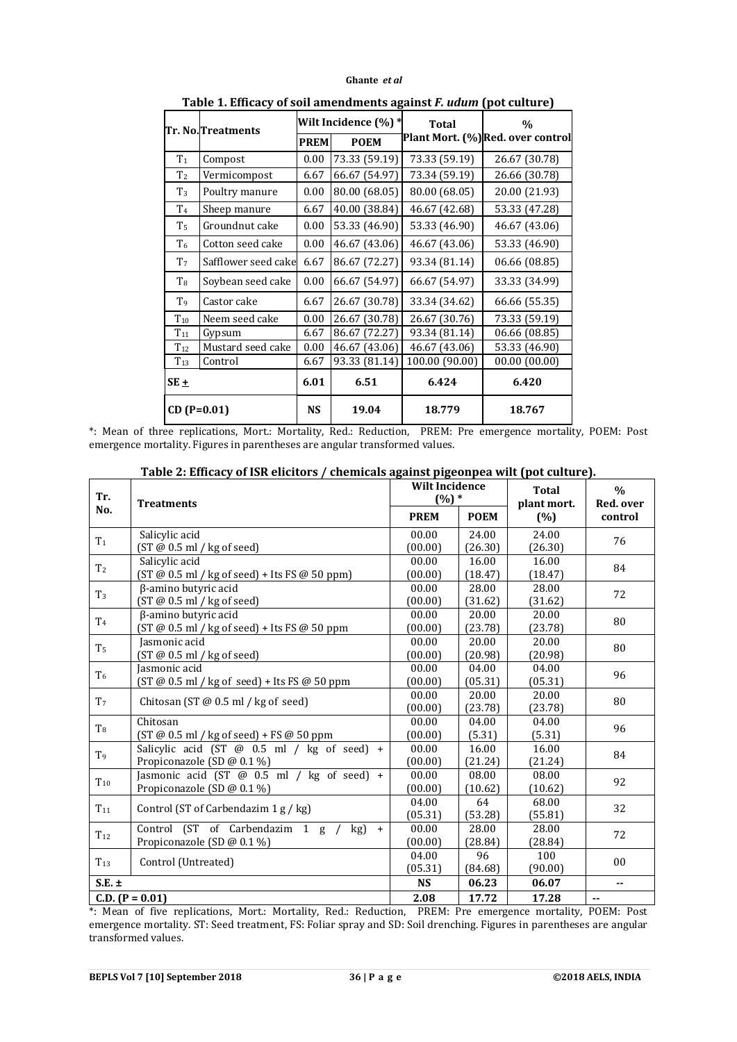**Table 1. Efficacy of soil amendments against *F. udum* (pot culture)**

| Tr. No. | Treatments | Wilt Incidence (%) * | | Total Plant Mort. (%) | % Red. over control |
|---|---|---|---|---|---|
| | | PREM | POEM | | |
| $T_1$ | Compost | 0.00 | 73.33 (59.19) | 73.33 (59.19) | 26.67 (30.78) |
| $T_2$ | Vermicompost | 6.67 | 66.67 (54.97) | 73.34 (59.19) | 26.66 (30.78) |
| $T_3$ | Poultry manure | 0.00 | 80.00 (68.05) | 80.00 (68.05) | 20.00 (21.93) |
| $T_4$ | Sheep manure | 6.67 | 40.00 (38.84) | 46.67 (42.68) | 53.33 (47.28) |
| $T_5$ | Groundnut cake | 0.00 | 53.33 (46.90) | 53.33 (46.90) | 46.67 (43.06) |
| $T_6$ | Cotton seed cake | 0.00 | 46.67 (43.06) | 46.67 (43.06) | 53.33 (46.90) |
| $T_7$ | Safflower seed cake | 6.67 | 86.67 (72.27) | 93.34 (81.14) | 06.66 (08.85) |
| $T_8$ | Soybean seed cake | 0.00 | 66.67 (54.97) | 66.67 (54.97) | 33.33 (34.99) |
| $T_9$ | Castor cake | 6.67 | 26.67 (30.78) | 33.34 (34.62) | 66.66 (55.35) |
| $T_{10}$ | Neem seed cake | 0.00 | 26.67 (30.78) | 26.67 (30.76) | 73.33 (59.19) |
| $T_{11}$ | Gypsum | 6.67 | 86.67 (72.27) | 93.34 (81.14) | 06.66 (08.85) |
| $T_{12}$ | Mustard seed cake | 0.00 | 46.67 (43.06) | 46.67 (43.06) | 53.33 (46.90) |
| $T_{13}$ | Control | 6.67 | 93.33 (81.14) | 100.00 (90.00) | 00.00 (00.00) |
| SE ± | | 6.01 | 6.51 | 6.424 | 6.420 |
| CD (P=0.01) | | NS | 19.04 | 18.779 | 18.767 |

*: Mean of three replications, Mort.: Mortality, Red.: Reduction, PREM: Pre emergence mortality, POEM: Post emergence mortality. Figures in parentheses are angular transformed values.

**Table 2: Efficacy of ISR elicitors / chemicals against pigeonpea wilt (pot culture).**

| Tr. No. | Treatments | Wilt Incidence (%) * | | Total plant mort. (%) | % Red. over control |
|---|---|---|---|---|---|
| | | PREM | POEM | | |
| $T_1$ | Salicylic acid (ST @ 0.5 ml / kg of seed) | 00.00 (00.00) | 24.00 (26.30) | 24.00 (26.30) | 76 |
| $T_2$ | Salicylic acid (ST @ 0.5 ml / kg of seed) + Its FS @ 50 ppm) | 00.00 (00.00) | 16.00 (18.47) | 16.00 (18.47) | 84 |
| $T_3$ | β-amino butyric acid (ST @ 0.5 ml / kg of seed) | 00.00 (00.00) | 28.00 (31.62) | 28.00 (31.62) | 72 |
| $T_4$ | β-amino butyric acid (ST @ 0.5 ml / kg of seed) + Its FS @ 50 ppm | 00.00 (00.00) | 20.00 (23.78) | 20.00 (23.78) | 80 |
| $T_5$ | Jasmonic acid (ST @ 0.5 ml / kg of seed) | 00.00 (00.00) | 20.00 (20.98) | 20.00 (20.98) | 80 |
| $T_6$ | Jasmonic acid (ST @ 0.5 ml / kg of seed) + Its FS @ 50 ppm | 00.00 (00.00) | 04.00 (05.31) | 04.00 (05.31) | 96 |
| $T_7$ | Chitosan (ST @ 0.5 ml / kg of seed) | 00.00 (00.00) | 20.00 (23.78) | 20.00 (23.78) | 80 |
| $T_8$ | Chitosan (ST @ 0.5 ml / kg of seed) + FS @ 50 ppm | 00.00 (00.00) | 04.00 (5.31) | 04.00 (5.31) | 96 |
| $T_9$ | Salicylic acid (ST @ 0.5 ml / kg of seed) + Propiconazole (SD @ 0.1 %) | 00.00 (00.00) | 16.00 (21.24) | 16.00 (21.24) | 84 |
| $T_{10}$ | Jasmonic acid (ST @ 0.5 ml / kg of seed) + Propiconazole (SD @ 0.1 %) | 00.00 (00.00) | 08.00 (10.62) | 08.00 (10.62) | 92 |
| $T_{11}$ | Control (ST of Carbendazim 1 g / kg) | 04.00 (05.31) | 64 (53.28) | 68.00 (55.81) | 32 |
| $T_{12}$ | Control (ST of Carbendazim 1 g / kg) + Propiconazole (SD @ 0.1 %) | 00.00 (00.00) | 28.00 (28.84) | 28.00 (28.84) | 72 |
| $T_{13}$ | Control (Untreated) | 04.00 (05.31) | 96 (84.68) | 100 (90.00) | 00 |
| S.E. ± | | NS | 06.23 | 06.07 | -- |
| C.D. (P = 0.01) | | 2.08 | 17.72 | 17.28 | -- |

*: Mean of five replications, Mort.: Mortality, Red.: Reduction, PREM: Pre emergence mortality, POEM: Post emergence mortality. ST: Seed treatment, FS: Foliar spray and SD: Soil drenching. Figures in parentheses are angular transformed values.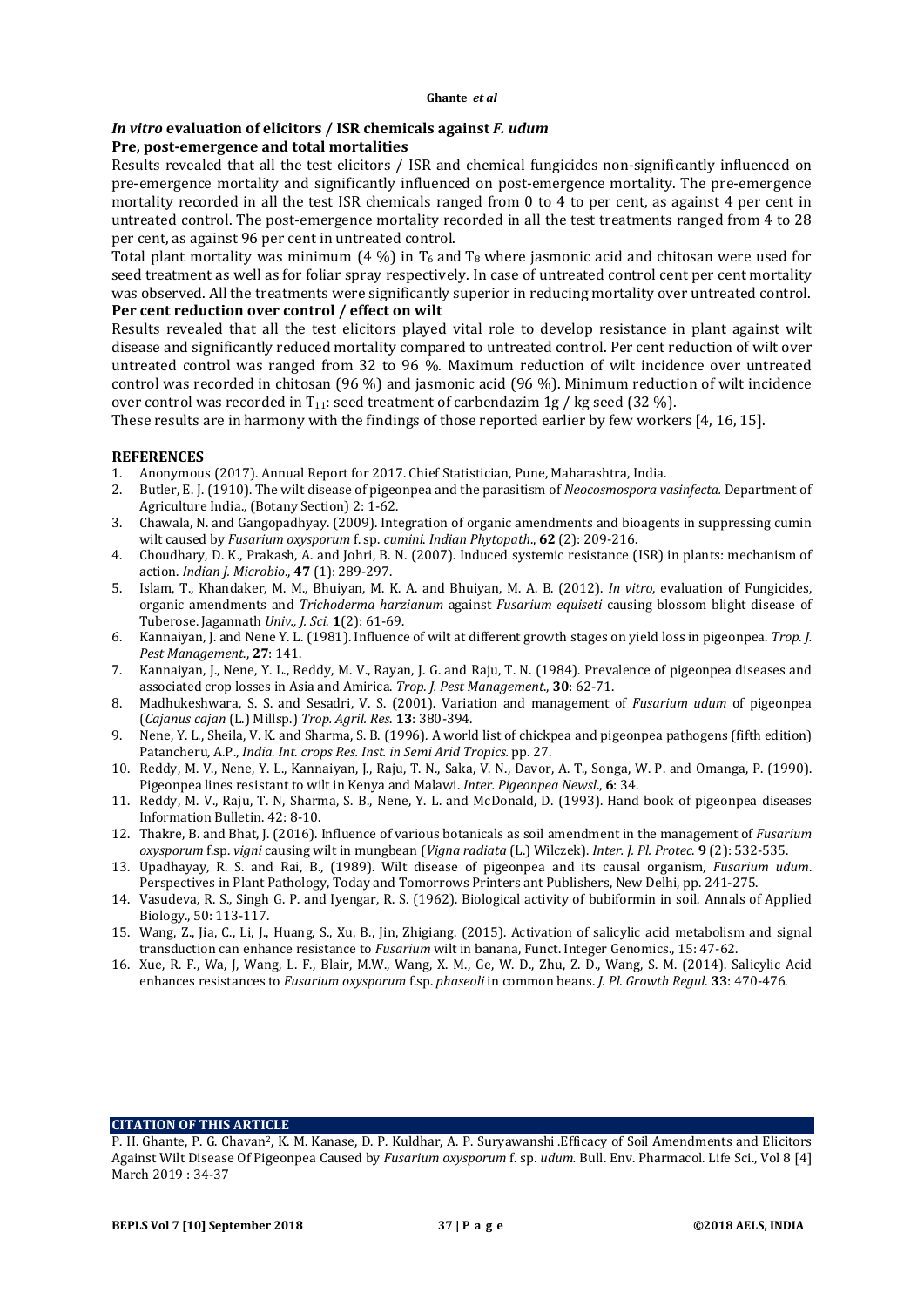### *In vitro* evaluation of elicitors / ISR chemicals against *F. udum*

**Pre, post-emergence and total mortalities**

Results revealed that all the test elicitors / ISR and chemical fungicides non-significantly influenced on pre-emergence mortality and significantly influenced on post-emergence mortality. The pre-emergence mortality recorded in all the test ISR chemicals ranged from 0 to 4 to per cent, as against 4 per cent in untreated control. The post-emergence mortality recorded in all the test treatments ranged from 4 to 28 per cent, as against 96 per cent in untreated control.

Total plant mortality was minimum (4 %) in $T_6$ and $T_8$ where jasmonic acid and chitosan were used for seed treatment as well as for foliar spray respectively. In case of untreated control cent per cent mortality was observed. All the treatments were significantly superior in reducing mortality over untreated control.

**Per cent reduction over control / effect on wilt**

Results revealed that all the test elicitors played vital role to develop resistance in plant against wilt disease and significantly reduced mortality compared to untreated control. Per cent reduction of wilt over untreated control was ranged from 32 to 96 %. Maximum reduction of wilt incidence over untreated control was recorded in chitosan (96 %) and jasmonic acid (96 %). Minimum reduction of wilt incidence over control was recorded in $T_{11}$: seed treatment of carbendazim 1g / kg seed (32 %).

These results are in harmony with the findings of those reported earlier by few workers [4, 16, 15].

## REFERENCES

1. Anonymous (2017). Annual Report for 2017. Chief Statistician, Pune, Maharashtra, India.
2. Butler, E. J. (1910). The wilt disease of pigeonpea and the parasitism of *Neocosmospora vasinfecta.* Department of Agriculture India., (Botany Section) 2: 1-62.
3. Chawala, N. and Gangopadhyay. (2009). Integration of organic amendments and bioagents in suppressing cumin wilt caused by *Fusarium oxysporum* f. sp. *cumini. Indian Phytopath*., **62** (2): 209-216.
4. Choudhary, D. K., Prakash, A. and Johri, B. N. (2007). Induced systemic resistance (ISR) in plants: mechanism of action. *Indian J. Microbio*., **47** (1): 289-297.
5. Islam, T., Khandaker, M. M., Bhuiyan, M. K. A. and Bhuiyan, M. A. B. (2012). *In vitro*, evaluation of Fungicides, organic amendments and *Trichoderma harzianum* against *Fusarium equiseti* causing blossom blight disease of Tuberose. Jagannath *Univ., J. Sci.* **1**(2): 61-69.
6. Kannaiyan, J. and Nene Y. L. (1981). Influence of wilt at different growth stages on yield loss in pigeonpea. *Trop. J. Pest Management.*, **27**: 141.
7. Kannaiyan, J., Nene, Y. L., Reddy, M. V., Rayan, J. G. and Raju, T. N. (1984). Prevalence of pigeonpea diseases and associated crop losses in Asia and Amirica. *Trop. J. Pest Management*., **30**: 62-71.
8. Madhukeshwara, S. S. and Sesadri, V. S. (2001). Variation and management of *Fusarium udum* of pigeonpea (*Cajanus cajan* (L.) Millsp.) *Trop. Agril. Res.* **13**: 380-394.
9. Nene, Y. L., Sheila, V. K. and Sharma, S. B. (1996). A world list of chickpea and pigeonpea pathogens (fifth edition) Patancheru, A.P., *India. Int. crops Res. Inst. in Semi Arid Tropics.* pp. 27.
10. Reddy, M. V., Nene, Y. L., Kannaiyan, J., Raju, T. N., Saka, V. N., Davor, A. T., Songa, W. P. and Omanga, P. (1990). Pigeonpea lines resistant to wilt in Kenya and Malawi. *Inter. Pigeonpea Newsl*., **6**: 34.
11. Reddy, M. V., Raju, T. N, Sharma, S. B., Nene, Y. L. and McDonald, D. (1993). Hand book of pigeonpea diseases Information Bulletin. 42: 8-10.
12. Thakre, B. and Bhat, J. (2016). Influence of various botanicals as soil amendment in the management of *Fusarium oxysporum* f.sp. *vigni* causing wilt in mungbean (*Vigna radiata* (L.) Wilczek). *Inter. J. Pl. Protec.* **9** (2): 532-535.
13. Upadhayay, R. S. and Rai, B., (1989). Wilt disease of pigeonpea and its causal organism, *Fusarium udum*. Perspectives in Plant Pathology, Today and Tomorrows Printers ant Publishers, New Delhi, pp. 241-275.
14. Vasudeva, R. S., Singh G. P. and Iyengar, R. S. (1962). Biological activity of bubiformin in soil. Annals of Applied Biology., 50: 113-117.
15. Wang, Z., Jia, C., Li, J., Huang, S., Xu, B., Jin, Zhigiang. (2015). Activation of salicylic acid metabolism and signal transduction can enhance resistance to *Fusarium* wilt in banana, Funct. Integer Genomics., 15: 47-62.
16. Xue, R. F., Wa, J, Wang, L. F., Blair, M.W., Wang, X. M., Ge, W. D., Zhu, Z. D., Wang, S. M. (2014). Salicylic Acid enhances resistances to *Fusarium oxysporum* f.sp. *phaseoli* in common beans. *J. Pl. Growth Regul.* **33**: 470-476.

**CITATION OF THIS ARTICLE**

P. H. Ghante, P. G. Chavan[2], K. M. Kanase, D. P. Kuldhar, A. P. Suryawanshi .Efficacy of Soil Amendments and Elicitors Against Wilt Disease Of Pigeonpea Caused by *Fusarium oxysporum* f. sp. *udum.* Bull. Env. Pharmacol. Life Sci., Vol 8 [4] March 2019 : 34-37